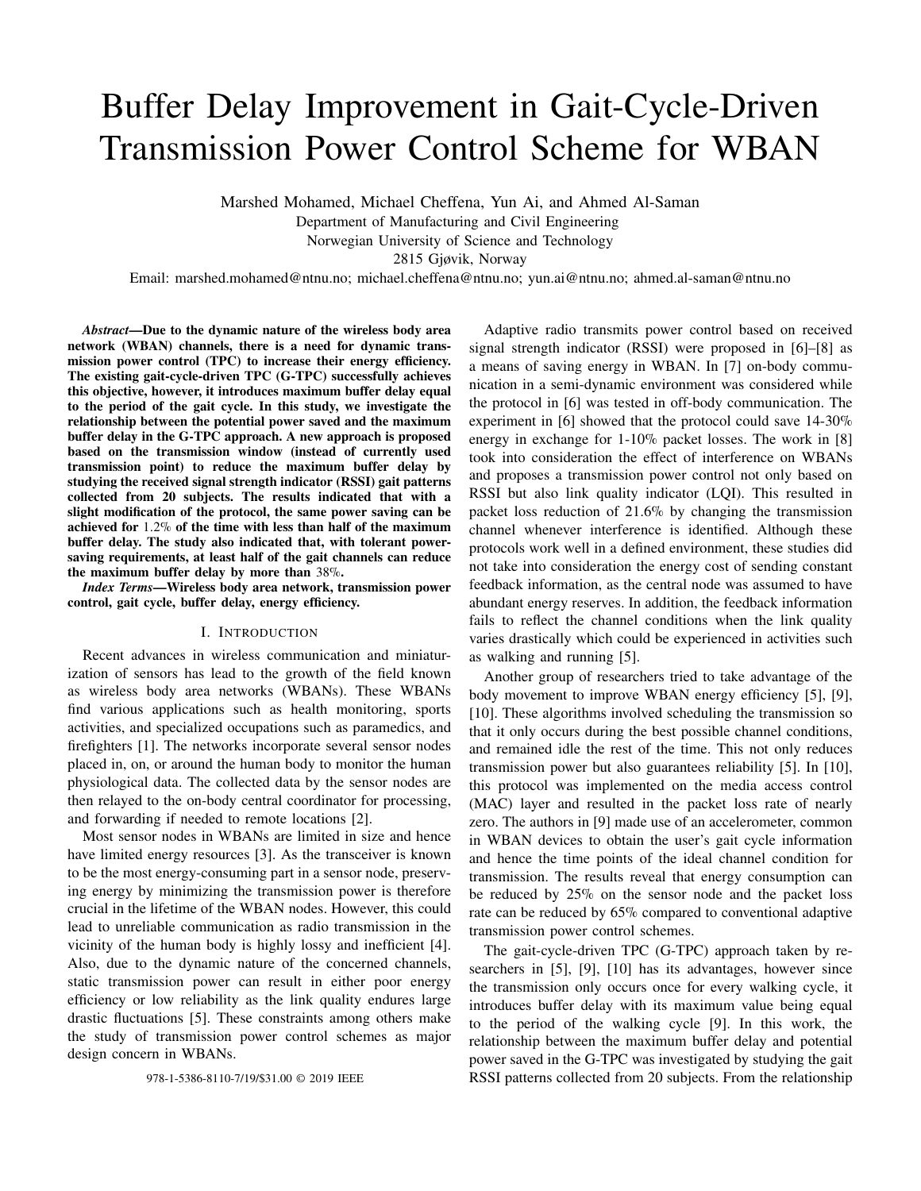# Buffer Delay Improvement in Gait-Cycle-Driven Transmission Power Control Scheme for WBAN

Marshed Mohamed, Michael Cheffena, Yun Ai, and Ahmed Al-Saman
Department of Manufacturing and Civil Engineering
Norwegian University of Science and Technology
2815 Gjøvik, Norway
Email: marshed.mohamed@ntnu.no; michael.cheffena@ntnu.no; yun.ai@ntnu.no; ahmed.al-saman@ntnu.no

***Abstract*—Due to the dynamic nature of the wireless body area network (WBAN) channels, there is a need for dynamic transmission power control (TPC) to increase their energy efficiency. The existing gait-cycle-driven TPC (G-TPC) successfully achieves this objective, however, it introduces maximum buffer delay equal to the period of the gait cycle. In this study, we investigate the relationship between the potential power saved and the maximum buffer delay in the G-TPC approach. A new approach is proposed based on the transmission window (instead of currently used transmission point) to reduce the maximum buffer delay by studying the received signal strength indicator (RSSI) gait patterns collected from 20 subjects. The results indicated that with a slight modification of the protocol, the same power saving can be achieved for 1.2% of the time with less than half of the maximum buffer delay. The study also indicated that, with tolerant power-saving requirements, at least half of the gait channels can reduce the maximum buffer delay by more than 38%.**

***Index Terms*—Wireless body area network, transmission power control, gait cycle, buffer delay, energy efficiency.**

## I. Introduction

Recent advances in wireless communication and miniaturization of sensors has lead to the growth of the field known as wireless body area networks (WBANs). These WBANs find various applications such as health monitoring, sports activities, and specialized occupations such as paramedics, and firefighters [1]. The networks incorporate several sensor nodes placed in, on, or around the human body to monitor the human physiological data. The collected data by the sensor nodes are then relayed to the on-body central coordinator for processing, and forwarding if needed to remote locations [2].

Most sensor nodes in WBANs are limited in size and hence have limited energy resources [3]. As the transceiver is known to be the most energy-consuming part in a sensor node, preserving energy by minimizing the transmission power is therefore crucial in the lifetime of the WBAN nodes. However, this could lead to unreliable communication as radio transmission in the vicinity of the human body is highly lossy and inefficient [4]. Also, due to the dynamic nature of the concerned channels, static transmission power can result in either poor energy efficiency or low reliability as the link quality endures large drastic fluctuations [5]. These constraints among others make the study of transmission power control schemes as major design concern in WBANs.

Adaptive radio transmits power control based on received signal strength indicator (RSSI) were proposed in [6]–[8] as a means of saving energy in WBAN. In [7] on-body communication in a semi-dynamic environment was considered while the protocol in [6] was tested in off-body communication. The experiment in [6] showed that the protocol could save 14-30% energy in exchange for 1-10% packet losses. The work in [8] took into consideration the effect of interference on WBANs and proposes a transmission power control not only based on RSSI but also link quality indicator (LQI). This resulted in packet loss reduction of 21.6% by changing the transmission channel whenever interference is identified. Although these protocols work well in a defined environment, these studies did not take into consideration the energy cost of sending constant feedback information, as the central node was assumed to have abundant energy reserves. In addition, the feedback information fails to reflect the channel conditions when the link quality varies drastically which could be experienced in activities such as walking and running [5].

Another group of researchers tried to take advantage of the body movement to improve WBAN energy efficiency [5], [9], [10]. These algorithms involved scheduling the transmission so that it only occurs during the best possible channel conditions, and remained idle the rest of the time. This not only reduces transmission power but also guarantees reliability [5]. In [10], this protocol was implemented on the media access control (MAC) layer and resulted in the packet loss rate of nearly zero. The authors in [9] made use of an accelerometer, common in WBAN devices to obtain the user's gait cycle information and hence the time points of the ideal channel condition for transmission. The results reveal that energy consumption can be reduced by 25% on the sensor node and the packet loss rate can be reduced by 65% compared to conventional adaptive transmission power control schemes.

The gait-cycle-driven TPC (G-TPC) approach taken by researchers in [5], [9], [10] has its advantages, however since the transmission only occurs once for every walking cycle, it introduces buffer delay with its maximum value being equal to the period of the walking cycle [9]. In this work, the relationship between the maximum buffer delay and potential power saved in the G-TPC was investigated by studying the gait RSSI patterns collected from 20 subjects. From the relationship

978-1-5386-8110-7/19/$31.00 © 2019 IEEE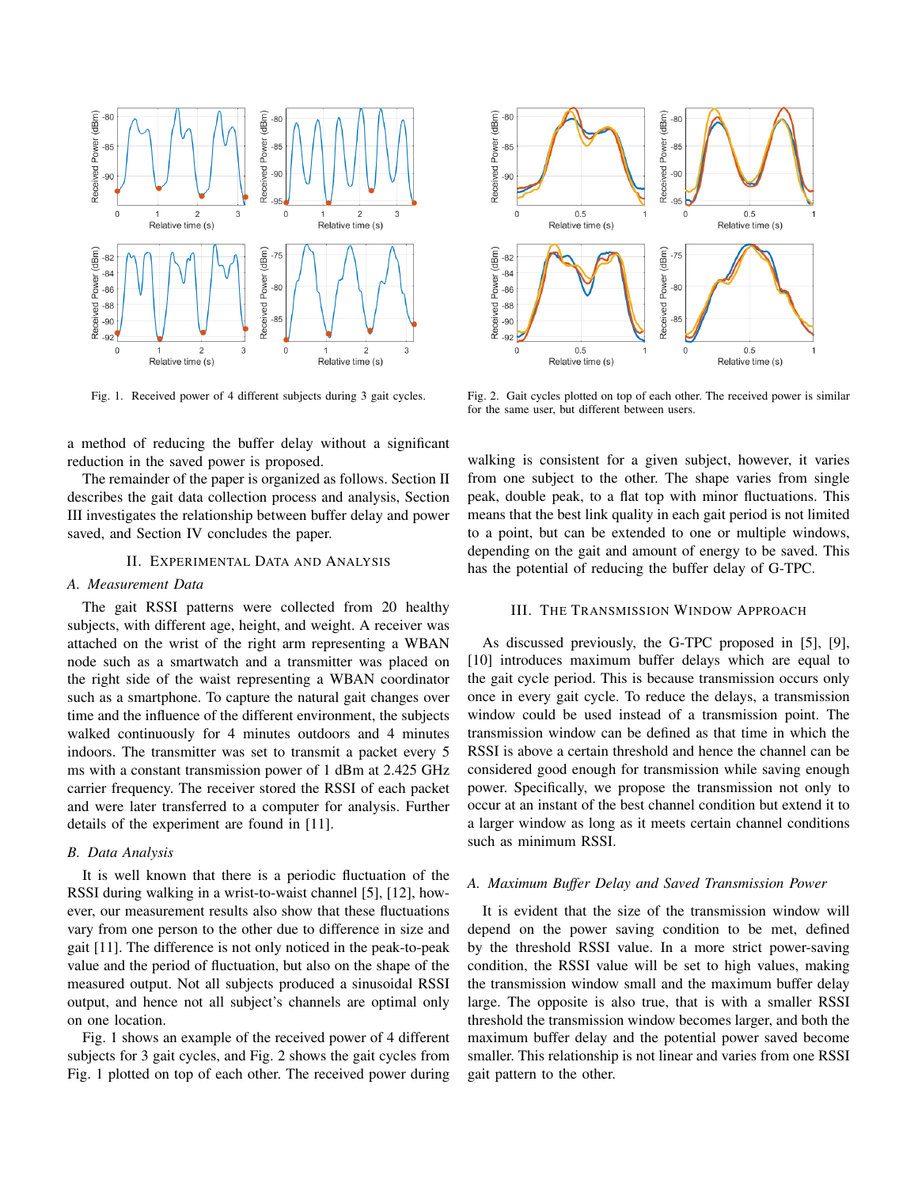Fig. 1. Received power of 4 different subjects during 3 gait cycles.

Fig. 2. Gait cycles plotted on top of each other. The received power is similar for the same user, but different between users.

a method of reducing the buffer delay without a significant reduction in the saved power is proposed.

The remainder of the paper is organized as follows. Section II describes the gait data collection process and analysis, Section III investigates the relationship between buffer delay and power saved, and Section IV concludes the paper.

## II. Experimental Data and Analysis

### A. Measurement Data

The gait RSSI patterns were collected from 20 healthy subjects, with different age, height, and weight. A receiver was attached on the wrist of the right arm representing a WBAN node such as a smartwatch and a transmitter was placed on the right side of the waist representing a WBAN coordinator such as a smartphone. To capture the natural gait changes over time and the influence of the different environment, the subjects walked continuously for 4 minutes outdoors and 4 minutes indoors. The transmitter was set to transmit a packet every 5 ms with a constant transmission power of 1 dBm at 2.425 GHz carrier frequency. The receiver stored the RSSI of each packet and were later transferred to a computer for analysis. Further details of the experiment are found in [11].

### B. Data Analysis

It is well known that there is a periodic fluctuation of the RSSI during walking in a wrist-to-waist channel [5], [12], however, our measurement results also show that these fluctuations vary from one person to the other due to difference in size and gait [11]. The difference is not only noticed in the peak-to-peak value and the period of fluctuation, but also on the shape of the measured output. Not all subjects produced a sinusoidal RSSI output, and hence not all subject's channels are optimal only on one location.

Fig. 1 shows an example of the received power of 4 different subjects for 3 gait cycles, and Fig. 2 shows the gait cycles from Fig. 1 plotted on top of each other. The received power during walking is consistent for a given subject, however, it varies from one subject to the other. The shape varies from single peak, double peak, to a flat top with minor fluctuations. This means that the best link quality in each gait period is not limited to a point, but can be extended to one or multiple windows, depending on the gait and amount of energy to be saved. This has the potential of reducing the buffer delay of G-TPC.

## III. The Transmission Window Approach

As discussed previously, the G-TPC proposed in [5], [9], [10] introduces maximum buffer delays which are equal to the gait cycle period. This is because transmission occurs only once in every gait cycle. To reduce the delays, a transmission window could be used instead of a transmission point. The transmission window can be defined as that time in which the RSSI is above a certain threshold and hence the channel can be considered good enough for transmission while saving enough power. Specifically, we propose the transmission not only to occur at an instant of the best channel condition but extend it to a larger window as long as it meets certain channel conditions such as minimum RSSI.

### A. Maximum Buffer Delay and Saved Transmission Power

It is evident that the size of the transmission window will depend on the power saving condition to be met, defined by the threshold RSSI value. In a more strict power-saving condition, the RSSI value will be set to high values, making the transmission window small and the maximum buffer delay large. The opposite is also true, that is with a smaller RSSI threshold the transmission window becomes larger, and both the maximum buffer delay and the potential power saved become smaller. This relationship is not linear and varies from one RSSI gait pattern to the other.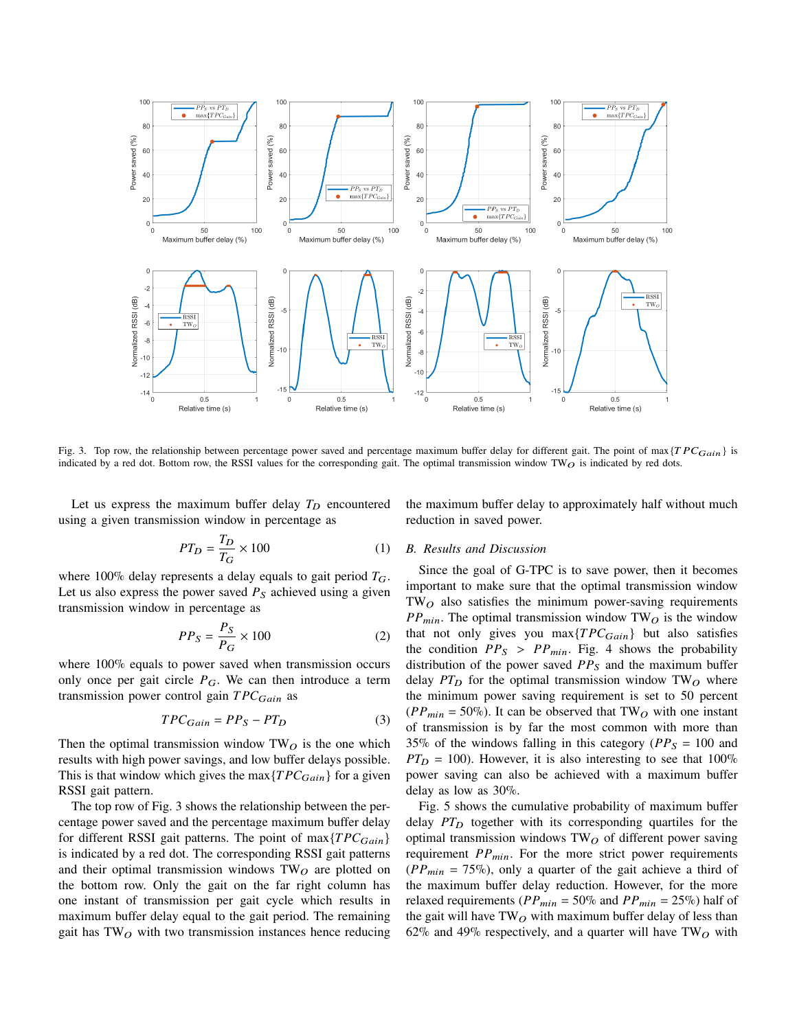Fig. 3. Top row, the relationship between percentage power saved and percentage maximum buffer delay for different gait. The point of $\max\{TPC_{Gain}\}$ is indicated by a red dot. Bottom row, the RSSI values for the corresponding gait. The optimal transmission window $\text{TW}_O$ is indicated by red dots.

Let us express the maximum buffer delay $T_D$ encountered using a given transmission window in percentage as

$$PT_D = \frac{T_D}{T_G} \times 100 \tag{1}$$

where 100% delay represents a delay equals to gait period $T_G$. Let us also express the power saved $P_S$ achieved using a given transmission window in percentage as

$$PP_S = \frac{P_S}{P_G} \times 100 \tag{2}$$

where 100% equals to power saved when transmission occurs only once per gait circle $P_G$. We can then introduce a term transmission power control gain $TPC_{Gain}$ as

$$TPC_{Gain} = PP_S - PT_D \tag{3}$$

Then the optimal transmission window $\text{TW}_O$ is the one which results with high power savings, and low buffer delays possible. This is that window which gives the $\max\{TPC_{Gain}\}$ for a given RSSI gait pattern.

The top row of Fig. 3 shows the relationship between the percentage power saved and the percentage maximum buffer delay for different RSSI gait patterns. The point of $\max\{TPC_{Gain}\}$ is indicated by a red dot. The corresponding RSSI gait patterns and their optimal transmission windows $\text{TW}_O$ are plotted on the bottom row. Only the gait on the far right column has one instant of transmission per gait cycle which results in maximum buffer delay equal to the gait period. The remaining gait has $\text{TW}_O$ with two transmission instances hence reducing the maximum buffer delay to approximately half without much reduction in saved power.

### B. Results and Discussion

Since the goal of G-TPC is to save power, then it becomes important to make sure that the optimal transmission window $\text{TW}_O$ also satisfies the minimum power-saving requirements $PP_{min}$. The optimal transmission window $\text{TW}_O$ is the window that not only gives you $\max\{TPC_{Gain}\}$ but also satisfies the condition $PP_S > PP_{min}$. Fig. 4 shows the probability distribution of the power saved $PP_S$ and the maximum buffer delay $PT_D$ for the optimal transmission window $\text{TW}_O$ where the minimum power saving requirement is set to 50 percent ($PP_{min} = 50\%$). It can be observed that $\text{TW}_O$ with one instant of transmission is by far the most common with more than 35% of the windows falling in this category ($PP_S = 100$ and $PT_D = 100$). However, it is also interesting to see that 100% power saving can also be achieved with a maximum buffer delay as low as 30%.

Fig. 5 shows the cumulative probability of maximum buffer delay $PT_D$ together with its corresponding quartiles for the optimal transmission windows $\text{TW}_O$ of different power saving requirement $PP_{min}$. For the more strict power requirements ($PP_{min} = 75\%$), only a quarter of the gait achieve a third of the maximum buffer delay reduction. However, for the more relaxed requirements ($PP_{min} = 50\%$ and $PP_{min} = 25\%$) half of the gait will have $\text{TW}_O$ with maximum buffer delay of less than 62% and 49% respectively, and a quarter will have $\text{TW}_O$ with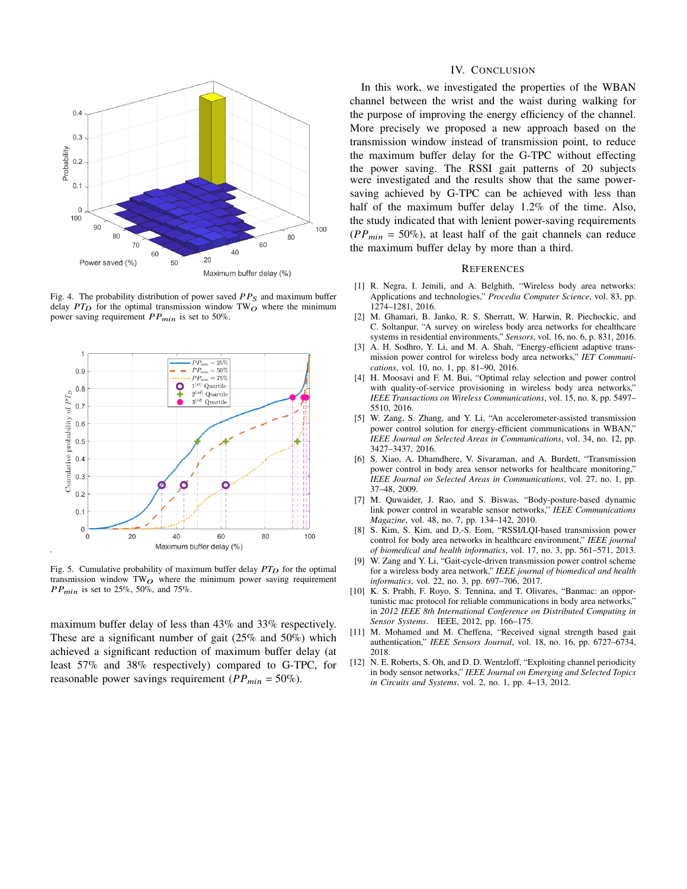0.4
0.3
0.2
0.1
0
Probability
100
90
80
70
60
50
Power saved (%)
20
40
60
80
100
Maximum buffer delay (%)

Fig. 4. The probability distribution of power saved $PP_S$ and maximum buffer delay $PT_D$ for the optimal transmission window $\mathrm{TW}_O$ where the minimum power saving requirement $PP_{min}$ is set to 50%.

1
0.9
0.8
0.7
0.6
0.5
0.4
0.3
0.2
0.1
0
Cumulative probability of $PT_D$
0
20
40
60
80
100
Maximum buffer delay (%)
$PP_{min} = 25\%$
$PP_{min} = 50\%$
$PP_{min} = 75\%$
$1^{(st)}$ Quartile
$2^{(nd)}$ Quartile
$3^{(rd)}$ Quartile

Fig. 5. Cumulative probability of maximum buffer delay $PT_D$ for the optimal transmission window $\mathrm{TW}_O$ where the minimum power saving requirement $PP_{min}$ is set to 25%, 50%, and 75%.

maximum buffer delay of less than 43% and 33% respectively. These are a significant number of gait (25% and 50%) which achieved a significant reduction of maximum buffer delay (at least 57% and 38% respectively) compared to G-TPC, for reasonable power savings requirement ($PP_{min}$ = 50%).

## IV. Conclusion

In this work, we investigated the properties of the WBAN channel between the wrist and the waist during walking for the purpose of improving the energy efficiency of the channel. More precisely we proposed a new approach based on the transmission window instead of transmission point, to reduce the maximum buffer delay for the G-TPC without effecting the power saving. The RSSI gait patterns of 20 subjects were investigated and the results show that the same power-saving achieved by G-TPC can be achieved with less than half of the maximum buffer delay 1.2% of the time. Also, the study indicated that with lenient power-saving requirements ($PP_{min}$ = 50%), at least half of the gait channels can reduce the maximum buffer delay by more than a third.

## References

[1] R. Negra, I. Jemili, and A. Belghith, "Wireless body area networks: Applications and technologies," *Procedia Computer Science*, vol. 83, pp. 1274–1281, 2016.

[2] M. Ghamari, B. Janko, R. S. Sherratt, W. Harwin, R. Piechockic, and C. Soltanpur, "A survey on wireless body area networks for ehealthcare systems in residential environments," *Sensors*, vol. 16, no. 6, p. 831, 2016.

[3] A. H. Sodhro, Y. Li, and M. A. Shah, "Energy-efficient adaptive transmission power control for wireless body area networks," *IET Communications*, vol. 10, no. 1, pp. 81–90, 2016.

[4] H. Moosavi and F. M. Bui, "Optimal relay selection and power control with quality-of-service provisioning in wireless body area networks," *IEEE Transactions on Wireless Communications*, vol. 15, no. 8, pp. 5497–5510, 2016.

[5] W. Zang, S. Zhang, and Y. Li, "An accelerometer-assisted transmission power control solution for energy-efficient communications in WBAN," *IEEE Journal on Selected Areas in Communications*, vol. 34, no. 12, pp. 3427–3437, 2016.

[6] S. Xiao, A. Dhamdhere, V. Sivaraman, and A. Burdett, "Transmission power control in body area sensor networks for healthcare monitoring," *IEEE Journal on Selected Areas in Communications*, vol. 27, no. 1, pp. 37–48, 2009.

[7] M. Quwaider, J. Rao, and S. Biswas, "Body-posture-based dynamic link power control in wearable sensor networks," *IEEE Communications Magazine*, vol. 48, no. 7, pp. 134–142, 2010.

[8] S. Kim, S. Kim, and D.-S. Eom, "RSSI/LQI-based transmission power control for body area networks in healthcare environment," *IEEE journal of biomedical and health informatics*, vol. 17, no. 3, pp. 561–571, 2013.

[9] W. Zang and Y. Li, "Gait-cycle-driven transmission power control scheme for a wireless body area network," *IEEE journal of biomedical and health informatics*, vol. 22, no. 3, pp. 697–706, 2017.

[10] K. S. Prabh, F. Royo, S. Tennina, and T. Olivares, "Banmac: an opportunistic mac protocol for reliable communications in body area networks," in *2012 IEEE 8th International Conference on Distributed Computing in Sensor Systems*. IEEE, 2012, pp. 166–175.

[11] M. Mohamed and M. Cheffena, "Received signal strength based gait authentication," *IEEE Sensors Journal*, vol. 18, no. 16, pp. 6727–6734, 2018.

[12] N. E. Roberts, S. Oh, and D. D. Wentzloff, "Exploiting channel periodicity in body sensor networks," *IEEE Journal on Emerging and Selected Topics in Circuits and Systems*, vol. 2, no. 1, pp. 4–13, 2012.